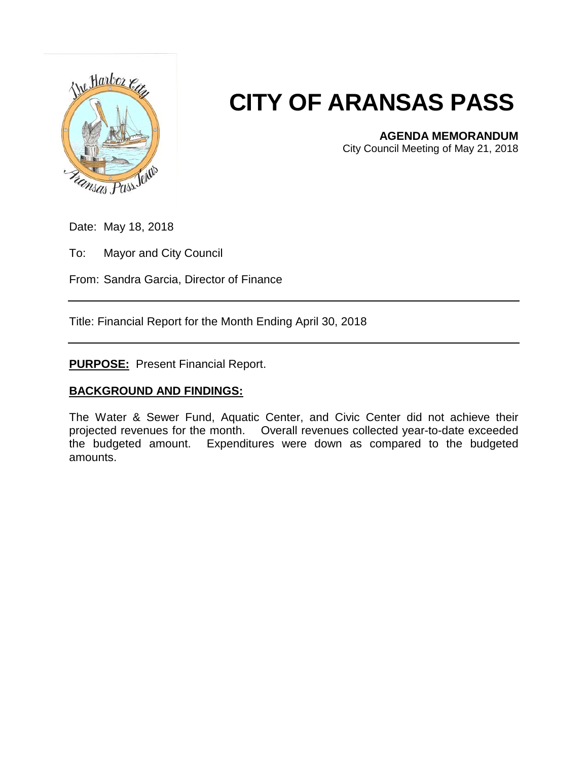# CITY OF ARANSAS PASS

**AGENDA MEMORANDUM**
City Council Meeting of May 21, 2018

Date: May 18, 2018

To: Mayor and City Council

From: Sandra Garcia, Director of Finance

---

Title: Financial Report for the Month Ending April 30, 2018

---

**PURPOSE:** Present Financial Report.

**BACKGROUND AND FINDINGS:**

The Water & Sewer Fund, Aquatic Center, and Civic Center did not achieve their projected revenues for the month. Overall revenues collected year-to-date exceeded the budgeted amount. Expenditures were down as compared to the budgeted amounts.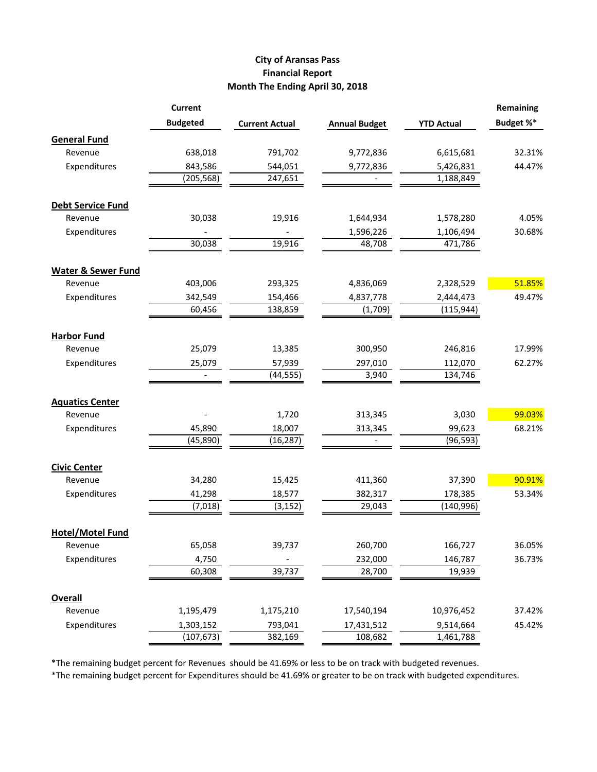# City of Aransas Pass
## Financial Report
## Month The Ending April 30, 2018

| | Current Budgeted | Current Actual | Annual Budget | YTD Actual | Remaining Budget %* |
|---|---|---|---|---|---|
| **General Fund** | | | | | |
| Revenue | 638,018 | 791,702 | 9,772,836 | 6,615,681 | 32.31% |
| Expenditures | 843,586 | 544,051 | 9,772,836 | 5,426,831 | 44.47% |
| | (205,568) | 247,651 | - | 1,188,849 | |
| **Debt Service Fund** | | | | | |
| Revenue | 30,038 | 19,916 | 1,644,934 | 1,578,280 | 4.05% |
| Expenditures | - | - | 1,596,226 | 1,106,494 | 30.68% |
| | 30,038 | 19,916 | 48,708 | 471,786 | |
| **Water & Sewer Fund** | | | | | |
| Revenue | 403,006 | 293,325 | 4,836,069 | 2,328,529 | 51.85% |
| Expenditures | 342,549 | 154,466 | 4,837,778 | 2,444,473 | 49.47% |
| | 60,456 | 138,859 | (1,709) | (115,944) | |
| **Harbor Fund** | | | | | |
| Revenue | 25,079 | 13,385 | 300,950 | 246,816 | 17.99% |
| Expenditures | 25,079 | 57,939 | 297,010 | 112,070 | 62.27% |
| | - | (44,555) | 3,940 | 134,746 | |
| **Aquatics Center** | | | | | |
| Revenue | - | 1,720 | 313,345 | 3,030 | 99.03% |
| Expenditures | 45,890 | 18,007 | 313,345 | 99,623 | 68.21% |
| | (45,890) | (16,287) | - | (96,593) | |
| **Civic Center** | | | | | |
| Revenue | 34,280 | 15,425 | 411,360 | 37,390 | 90.91% |
| Expenditures | 41,298 | 18,577 | 382,317 | 178,385 | 53.34% |
| | (7,018) | (3,152) | 29,043 | (140,996) | |
| **Hotel/Motel Fund** | | | | | |
| Revenue | 65,058 | 39,737 | 260,700 | 166,727 | 36.05% |
| Expenditures | 4,750 | - | 232,000 | 146,787 | 36.73% |
| | 60,308 | 39,737 | 28,700 | 19,939 | |
| **Overall** | | | | | |
| Revenue | 1,195,479 | 1,175,210 | 17,540,194 | 10,976,452 | 37.42% |
| Expenditures | 1,303,152 | 793,041 | 17,431,512 | 9,514,664 | 45.42% |
| | (107,673) | 382,169 | 108,682 | 1,461,788 | |

*The remaining budget percent for Revenues should be 41.69% or less to be on track with budgeted revenues.

*The remaining budget percent for Expenditures should be 41.69% or greater to be on track with budgeted expenditures.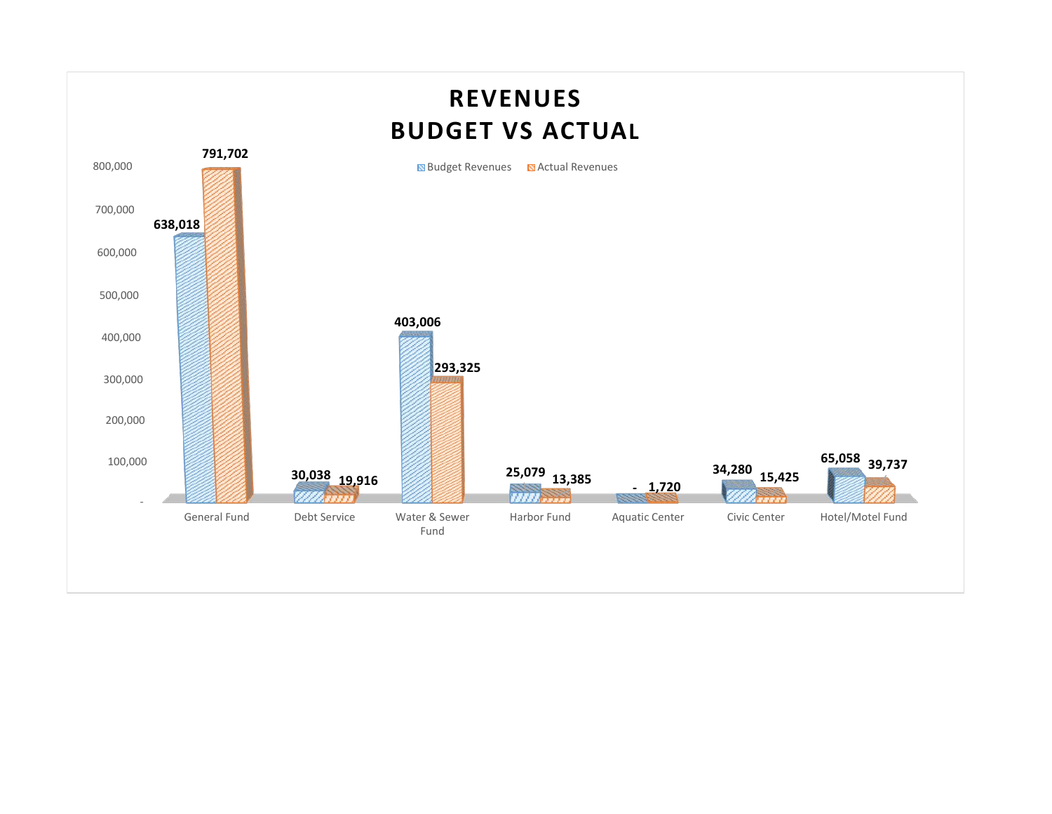# REVENUES
# BUDGET VS ACTUAL

| Fund | Budget Revenues | Actual Revenues |
|---|---|---|
| General Fund | 638,018 | 791,702 |
| Debt Service | 30,038 | 19,916 |
| Water & Sewer Fund | 403,006 | 293,325 |
| Harbor Fund | 25,079 | 13,385 |
| Aquatic Center | - | 1,720 |
| Civic Center | 34,280 | 15,425 |
| Hotel/Motel Fund | 65,058 | 39,737 |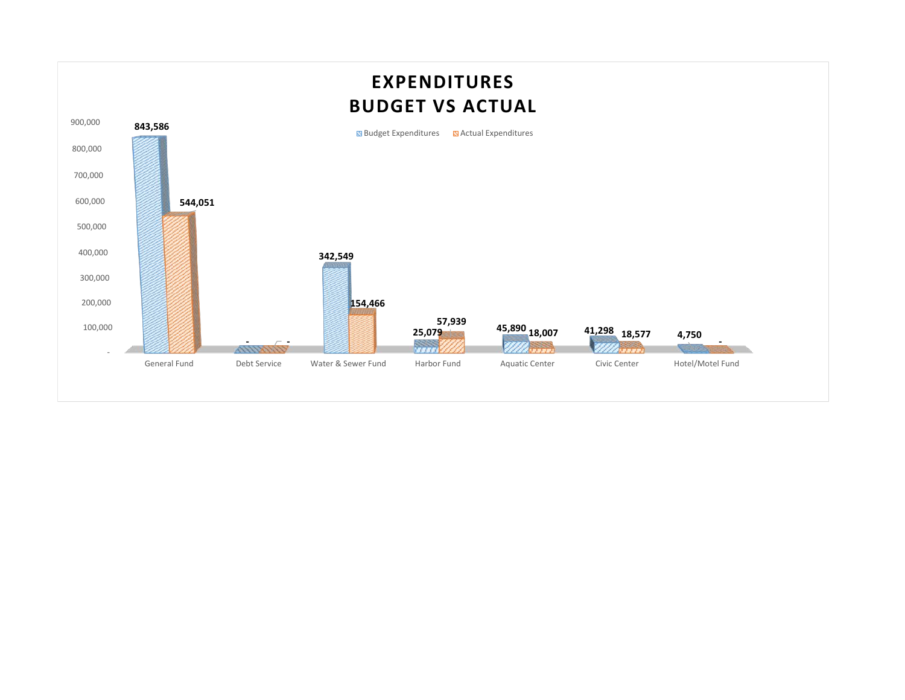# EXPENDITURES
# BUDGET VS ACTUAL

| Fund | Budget Expenditures | Actual Expenditures |
|---|---|---|
| General Fund | 843,586 | 544,051 |
| Debt Service | - | - |
| Water & Sewer Fund | 342,549 | 154,466 |
| Harbor Fund | 25,079 | 57,939 |
| Aquatic Center | 45,890 | 18,007 |
| Civic Center | 41,298 | 18,577 |
| Hotel/Motel Fund | 4,750 | - |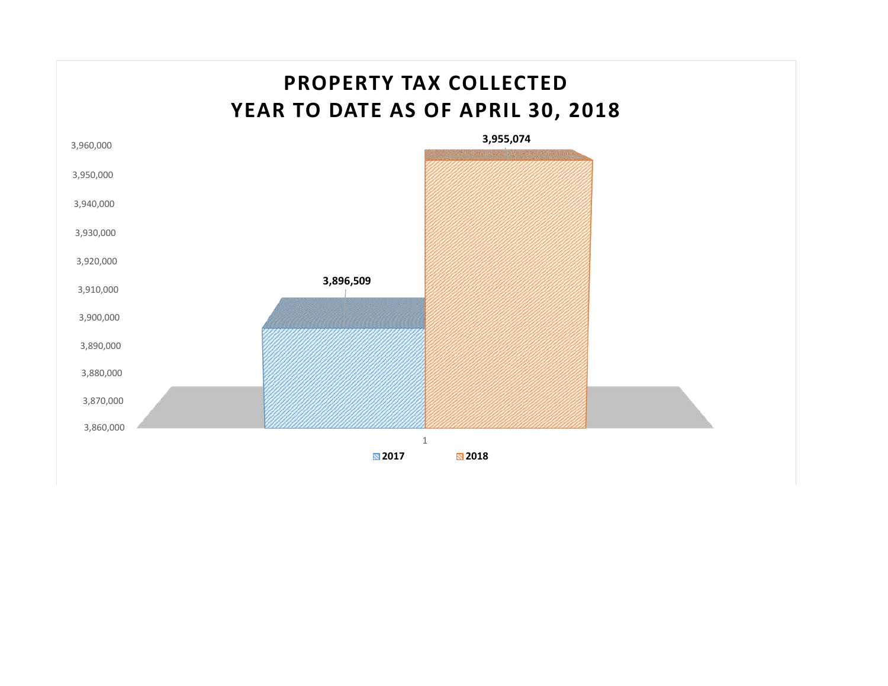# PROPERTY TAX COLLECTED
# YEAR TO DATE AS OF APRIL 30, 2018

| | 2017 | 2018 |
|---|---|---|
| 1 | 3,896,509 | 3,955,074 |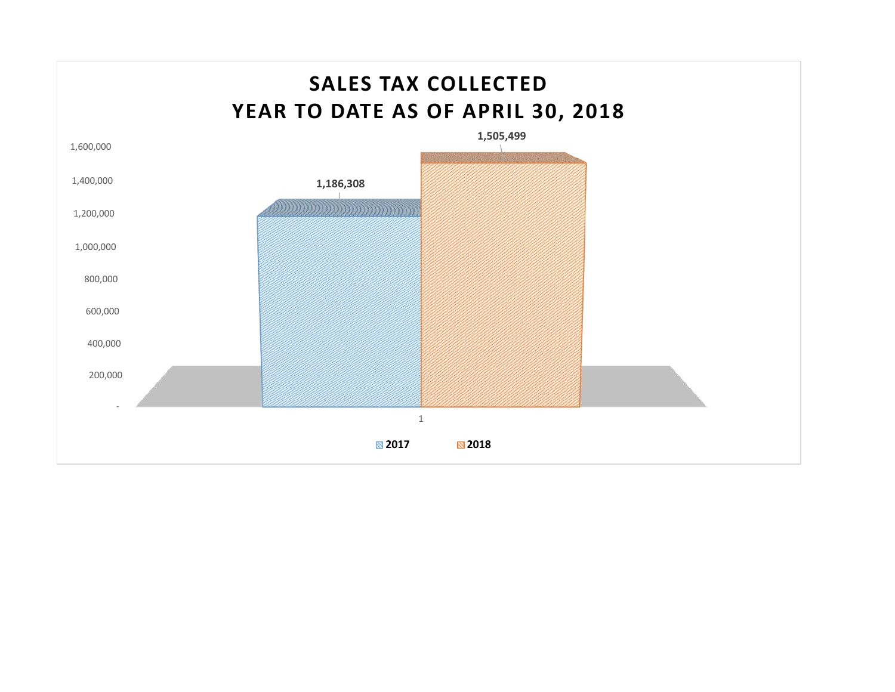SALES TAX COLLECTED
YEAR TO DATE AS OF APRIL 30, 2018

1,600,000
1,400,000
1,200,000
1,000,000
800,000
600,000
400,000
200,000
-

1,186,308
1,505,499

1

2017
2018